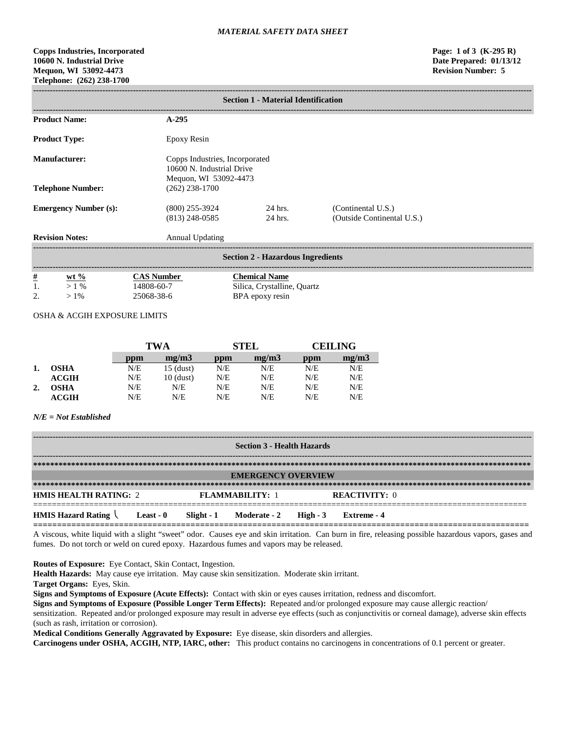*MATERIAL SAFETY DATA SHEET*

**Copps Industries, Incorporated**
**10600 N. Industrial Drive**
**Mequon, WI 53092-4473**
**Telephone: (262) 238-1700**

**Page: 1 of 3 (K-295 R)**
**Date Prepared: 01/13/12**
**Revision Number: 5**

## Section 1 - Material Identification

**Product Name:** **A-295**

**Product Type:** Epoxy Resin

**Manufacturer:** Copps Industries, Incorporated
10600 N. Industrial Drive
Mequon, WI 53092-4473

**Telephone Number:** (262) 238-1700

| **Emergency Number (s):** | (800) 255-3924 | 24 hrs. | (Continental U.S.) |
|---|---|---|---|
| | (813) 248-0585 | 24 hrs. | (Outside Continental U.S.) |

**Revision Notes:** Annual Updating

## Section 2 - Hazardous Ingredients

| # | wt % | CAS Number | Chemical Name |
|---|---|---|---|
| 1. | > 1 % | 14808-60-7 | Silica, Crystalline, Quartz |
| 2. | > 1% | 25068-38-6 | BPA epoxy resin |

OSHA & ACGIH EXPOSURE LIMITS

| | | TWA | | STEL | | CEILING | |
|---|---|---|---|---|---|---|---|
| | | ppm | mg/m3 | ppm | mg/m3 | ppm | mg/m3 |
| **1.** | **OSHA** | N/E | 15 (dust) | N/E | N/E | N/E | N/E |
| | **ACGIH** | N/E | 10 (dust) | N/E | N/E | N/E | N/E |
| **2.** | **OSHA** | N/E | N/E | N/E | N/E | N/E | N/E |
| | **ACGIH** | N/E | N/E | N/E | N/E | N/E | N/E |

***N/E = Not Established***

## Section 3 - Health Hazards

### EMERGENCY OVERVIEW

**HMIS HEALTH RATING:** 2 **FLAMMABILITY:** 1 **REACTIVITY:** 0

**HMIS Hazard Rating** **Least - 0** **Slight - 1** **Moderate - 2** **High - 3** **Extreme - 4**

A viscous, white liquid with a slight "sweet" odor. Causes eye and skin irritation. Can burn in fire, releasing possible hazardous vapors, gases and fumes. Do not torch or weld on cured epoxy. Hazardous fumes and vapors may be released.

**Routes of Exposure:** Eye Contact, Skin Contact, Ingestion.
**Health Hazards:** May cause eye irritation. May cause skin sensitization. Moderate skin irritant.
**Target Organs:** Eyes, Skin.
**Signs and Symptoms of Exposure (Acute Effects):** Contact with skin or eyes causes irritation, redness and discomfort.
**Signs and Symptoms of Exposure (Possible Longer Term Effects):** Repeated and/or prolonged exposure may cause allergic reaction/ sensitization. Repeated and/or prolonged exposure may result in adverse eye effects (such as conjunctivitis or corneal damage), adverse skin effects (such as rash, irritation or corrosion).
**Medical Conditions Generally Aggravated by Exposure:** Eye disease, skin disorders and allergies.
**Carcinogens under OSHA, ACGIH, NTP, IARC, other:** This product contains no carcinogens in concentrations of 0.1 percent or greater.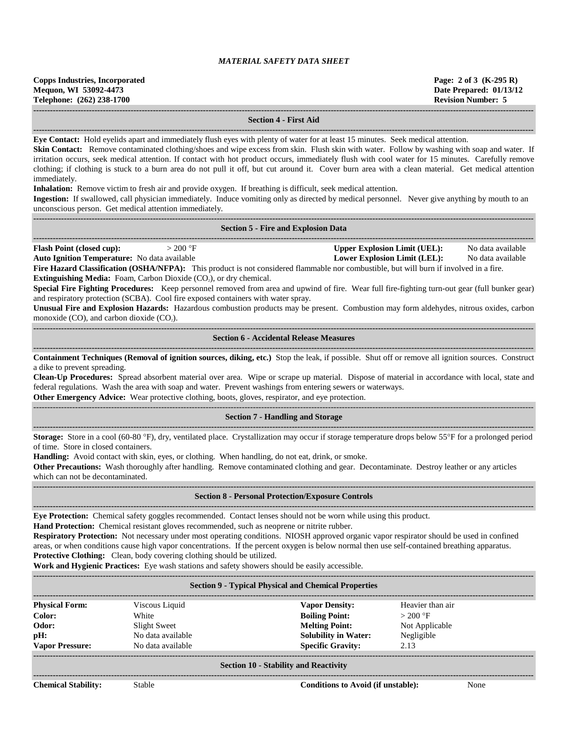*MATERIAL SAFETY DATA SHEET*

**Copps Industries, Incorporated**
**Mequon, WI 53092-4473**
**Telephone: (262) 238-1700**

**Page: 2 of 3 (K-295 R)**
**Date Prepared: 01/13/12**
**Revision Number: 5**

## Section 4 - First Aid

**Eye Contact:** Hold eyelids apart and immediately flush eyes with plenty of water for at least 15 minutes. Seek medical attention.
**Skin Contact:** Remove contaminated clothing/shoes and wipe excess from skin. Flush skin with water. Follow by washing with soap and water. If irritation occurs, seek medical attention. If contact with hot product occurs, immediately flush with cool water for 15 minutes. Carefully remove clothing; if clothing is stuck to a burn area do not pull it off, but cut around it. Cover burn area with a clean material. Get medical attention immediately.
**Inhalation:** Remove victim to fresh air and provide oxygen. If breathing is difficult, seek medical attention.
**Ingestion:** If swallowed, call physician immediately. Induce vomiting only as directed by medical personnel. Never give anything by mouth to an unconscious person. Get medical attention immediately.

## Section 5 - Fire and Explosion Data

**Flash Point (closed cup):** > 200 °F
**Auto Ignition Temperature:** No data available
**Upper Explosion Limit (UEL):** No data available
**Lower Explosion Limit (LEL):** No data available
**Fire Hazard Classification (OSHA/NFPA):** This product is not considered flammable nor combustible, but will burn if involved in a fire.
**Extinguishing Media:** Foam, Carbon Dioxide ($CO_2$), or dry chemical.
**Special Fire Fighting Procedures:** Keep personnel removed from area and upwind of fire. Wear full fire-fighting turn-out gear (full bunker gear) and respiratory protection (SCBA). Cool fire exposed containers with water spray.
**Unusual Fire and Explosion Hazards:** Hazardous combustion products may be present. Combustion may form aldehydes, nitrous oxides, carbon monoxide (CO), and carbon dioxide ($CO_2$).

## Section 6 - Accidental Release Measures

**Containment Techniques (Removal of ignition sources, diking, etc.)** Stop the leak, if possible. Shut off or remove all ignition sources. Construct a dike to prevent spreading.
**Clean-Up Procedures:** Spread absorbent material over area. Wipe or scrape up material. Dispose of material in accordance with local, state and federal regulations. Wash the area with soap and water. Prevent washings from entering sewers or waterways.
**Other Emergency Advice:** Wear protective clothing, boots, gloves, respirator, and eye protection.

## Section 7 - Handling and Storage

**Storage:** Store in a cool (60-80 °F), dry, ventilated place. Crystallization may occur if storage temperature drops below 55°F for a prolonged period of time. Store in closed containers.
**Handling:** Avoid contact with skin, eyes, or clothing. When handling, do not eat, drink, or smoke.
**Other Precautions:** Wash thoroughly after handling. Remove contaminated clothing and gear. Decontaminate. Destroy leather or any articles which can not be decontaminated.

## Section 8 - Personal Protection/Exposure Controls

**Eye Protection:** Chemical safety goggles recommended. Contact lenses should not be worn while using this product.
**Hand Protection:** Chemical resistant gloves recommended, such as neoprene or nitrite rubber.
**Respiratory Protection:** Not necessary under most operating conditions. NIOSH approved organic vapor respirator should be used in confined areas, or when conditions cause high vapor concentrations. If the percent oxygen is below normal then use self-contained breathing apparatus.
**Protective Clothing:** Clean, body covering clothing should be utilized.
**Work and Hygienic Practices:** Eye wash stations and safety showers should be easily accessible.

## Section 9 - Typical Physical and Chemical Properties

| | | | |
|---|---|---|---|
| **Physical Form:** | Viscous Liquid | **Vapor Density:** | Heavier than air |
| **Color:** | White | **Boiling Point:** | > 200 °F |
| **Odor:** | Slight Sweet | **Melting Point:** | Not Applicable |
| **pH:** | No data available | **Solubility in Water:** | Negligible |
| **Vapor Pressure:** | No data available | **Specific Gravity:** | 2.13 |

## Section 10 - Stability and Reactivity

| | | | |
|---|---|---|---|
| **Chemical Stability:** | Stable | **Conditions to Avoid (if unstable):** | None |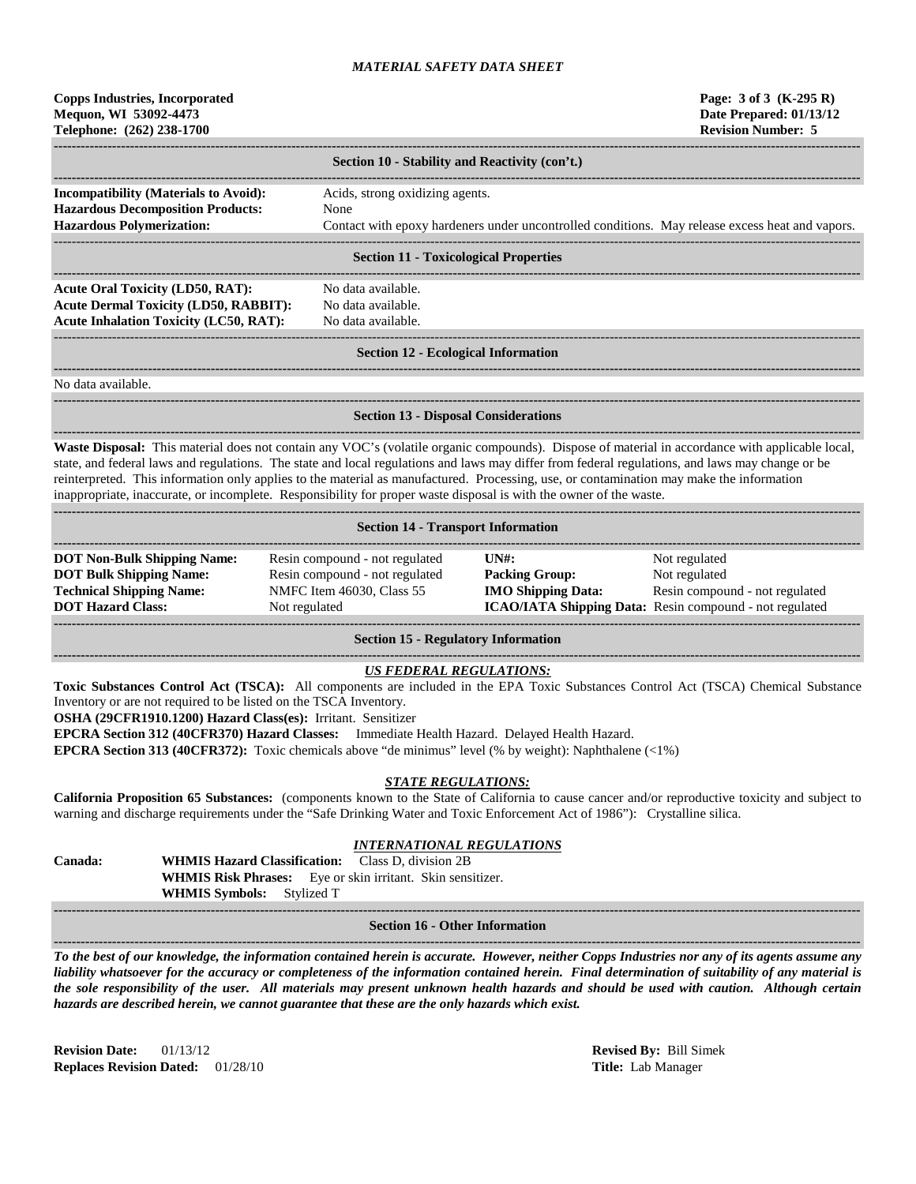# MATERIAL SAFETY DATA SHEET

**Copps Industries, Incorporated**
**Mequon, WI 53092-4473**
**Telephone: (262) 238-1700**

**Page: 3 of 3 (K-295 R)**
**Date Prepared: 01/13/12**
**Revision Number: 5**

## Section 10 - Stability and Reactivity (con't.)

**Incompatibility (Materials to Avoid):** Acids, strong oxidizing agents.
**Hazardous Decomposition Products:** None
**Hazardous Polymerization:** Contact with epoxy hardeners under uncontrolled conditions. May release excess heat and vapors.

## Section 11 - Toxicological Properties

**Acute Oral Toxicity (LD50, RAT):** No data available.
**Acute Dermal Toxicity (LD50, RABBIT):** No data available.
**Acute Inhalation Toxicity (LC50, RAT):** No data available.

## Section 12 - Ecological Information

No data available.

## Section 13 - Disposal Considerations

**Waste Disposal:** This material does not contain any VOC's (volatile organic compounds). Dispose of material in accordance with applicable local, state, and federal laws and regulations. The state and local regulations and laws may differ from federal regulations, and laws may change or be reinterpreted. This information only applies to the material as manufactured. Processing, use, or contamination may make the information inappropriate, inaccurate, or incomplete. Responsibility for proper waste disposal is with the owner of the waste.

## Section 14 - Transport Information

| | | | |
|---|---|---|---|
| **DOT Non-Bulk Shipping Name:** | Resin compound - not regulated | **UN#:** | Not regulated |
| **DOT Bulk Shipping Name:** | Resin compound - not regulated | **Packing Group:** | Not regulated |
| **Technical Shipping Name:** | NMFC Item 46030, Class 55 | **IMO Shipping Data:** | Resin compound - not regulated |
| **DOT Hazard Class:** | Not regulated | **ICAO/IATA Shipping Data:** | Resin compound - not regulated |

## Section 15 - Regulatory Information

### *US FEDERAL REGULATIONS:*

**Toxic Substances Control Act (TSCA):** All components are included in the EPA Toxic Substances Control Act (TSCA) Chemical Substance Inventory or are not required to be listed on the TSCA Inventory.
**OSHA (29CFR1910.1200) Hazard Class(es):** Irritant. Sensitizer
**EPCRA Section 312 (40CFR370) Hazard Classes:** Immediate Health Hazard. Delayed Health Hazard.
**EPCRA Section 313 (40CFR372):** Toxic chemicals above "de minimus" level (% by weight): Naphthalene (<1%)

### *STATE REGULATIONS:*

**California Proposition 65 Substances:** (components known to the State of California to cause cancer and/or reproductive toxicity and subject to warning and discharge requirements under the "Safe Drinking Water and Toxic Enforcement Act of 1986"): Crystalline silica.

### *INTERNATIONAL REGULATIONS*

**Canada:**
**WHMIS Hazard Classification:** Class D, division 2B
**WHMIS Risk Phrases:** Eye or skin irritant. Skin sensitizer.
**WHMIS Symbols:** Stylized T

## Section 16 - Other Information

***To the best of our knowledge, the information contained herein is accurate. However, neither Copps Industries nor any of its agents assume any liability whatsoever for the accuracy or completeness of the information contained herein. Final determination of suitability of any material is the sole responsibility of the user. All materials may present unknown health hazards and should be used with caution. Although certain hazards are described herein, we cannot guarantee that these are the only hazards which exist.***

**Revision Date:** 01/13/12
**Replaces Revision Dated:** 01/28/10

**Revised By:** Bill Simek
**Title:** Lab Manager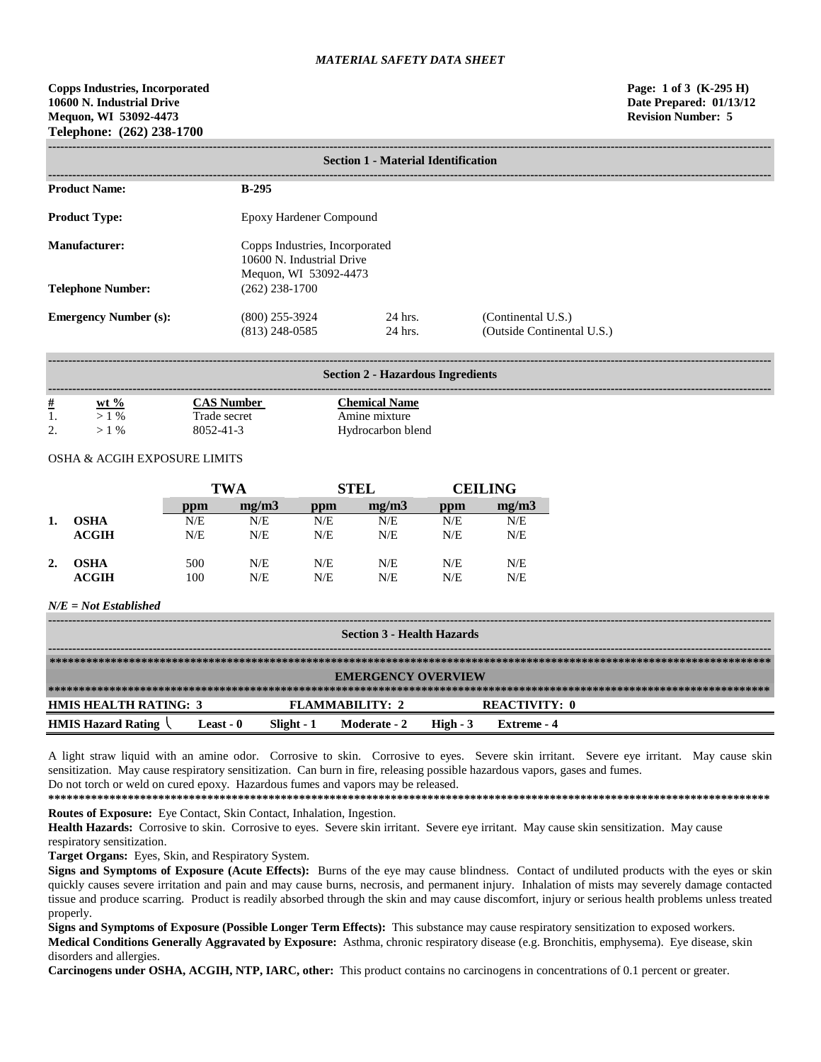*MATERIAL SAFETY DATA SHEET*

**Copps Industries, Incorporated**
**10600 N. Industrial Drive**
**Mequon, WI 53092-4473**
**Telephone: (262) 238-1700**

**Page: 1 of 3 (K-295 H)**
**Date Prepared: 01/13/12**
**Revision Number: 5**

## Section 1 - Material Identification

| | | | |
|---|---|---|---|
| **Product Name:** | **B-295** | | |
| **Product Type:** | Epoxy Hardener Compound | | |
| **Manufacturer:** | Copps Industries, Incorporated<br>10600 N. Industrial Drive<br>Mequon, WI 53092-4473 | | |
| **Telephone Number:** | (262) 238-1700 | | |
| **Emergency Number (s):** | (800) 255-3924<br>(813) 248-0585 | 24 hrs.<br>24 hrs. | (Continental U.S.)<br>(Outside Continental U.S.) |

## Section 2 - Hazardous Ingredients

| # | wt % | CAS Number | Chemical Name |
|---|---|---|---|
| 1. | > 1 % | Trade secret | Amine mixture |
| 2. | > 1 % | 8052-41-3 | Hydrocarbon blend |

OSHA & ACGIH EXPOSURE LIMITS

| | | TWA | | STEL | | CEILING | |
|---|---|---|---|---|---|---|---|
| | | ppm | mg/m3 | ppm | mg/m3 | ppm | mg/m3 |
| 1. | OSHA | N/E | N/E | N/E | N/E | N/E | N/E |
| | ACGIH | N/E | N/E | N/E | N/E | N/E | N/E |
| 2. | OSHA | 500 | N/E | N/E | N/E | N/E | N/E |
| | ACGIH | 100 | N/E | N/E | N/E | N/E | N/E |

*N/E = Not Established*

## Section 3 - Health Hazards

**EMERGENCY OVERVIEW**

**HMIS HEALTH RATING: 3** **FLAMMABILITY: 2** **REACTIVITY: 0**

**HMIS Hazard Rating** Least - 0 Slight - 1 Moderate - 2 High - 3 Extreme - 4

A light straw liquid with an amine odor. Corrosive to skin. Corrosive to eyes. Severe skin irritant. Severe eye irritant. May cause skin sensitization. May cause respiratory sensitization. Can burn in fire, releasing possible hazardous vapors, gases and fumes.
Do not torch or weld on cured epoxy. Hazardous fumes and vapors may be released.

**Routes of Exposure:** Eye Contact, Skin Contact, Inhalation, Ingestion.

**Health Hazards:** Corrosive to skin. Corrosive to eyes. Severe skin irritant. Severe eye irritant. May cause skin sensitization. May cause respiratory sensitization.

**Target Organs:** Eyes, Skin, and Respiratory System.

**Signs and Symptoms of Exposure (Acute Effects):** Burns of the eye may cause blindness. Contact of undiluted products with the eyes or skin quickly causes severe irritation and pain and may cause burns, necrosis, and permanent injury. Inhalation of mists may severely damage contacted tissue and produce scarring. Product is readily absorbed through the skin and may cause discomfort, injury or serious health problems unless treated properly.

**Signs and Symptoms of Exposure (Possible Longer Term Effects):** This substance may cause respiratory sensitization to exposed workers.

**Medical Conditions Generally Aggravated by Exposure:** Asthma, chronic respiratory disease (e.g. Bronchitis, emphysema). Eye disease, skin disorders and allergies.

**Carcinogens under OSHA, ACGIH, NTP, IARC, other:** This product contains no carcinogens in concentrations of 0.1 percent or greater.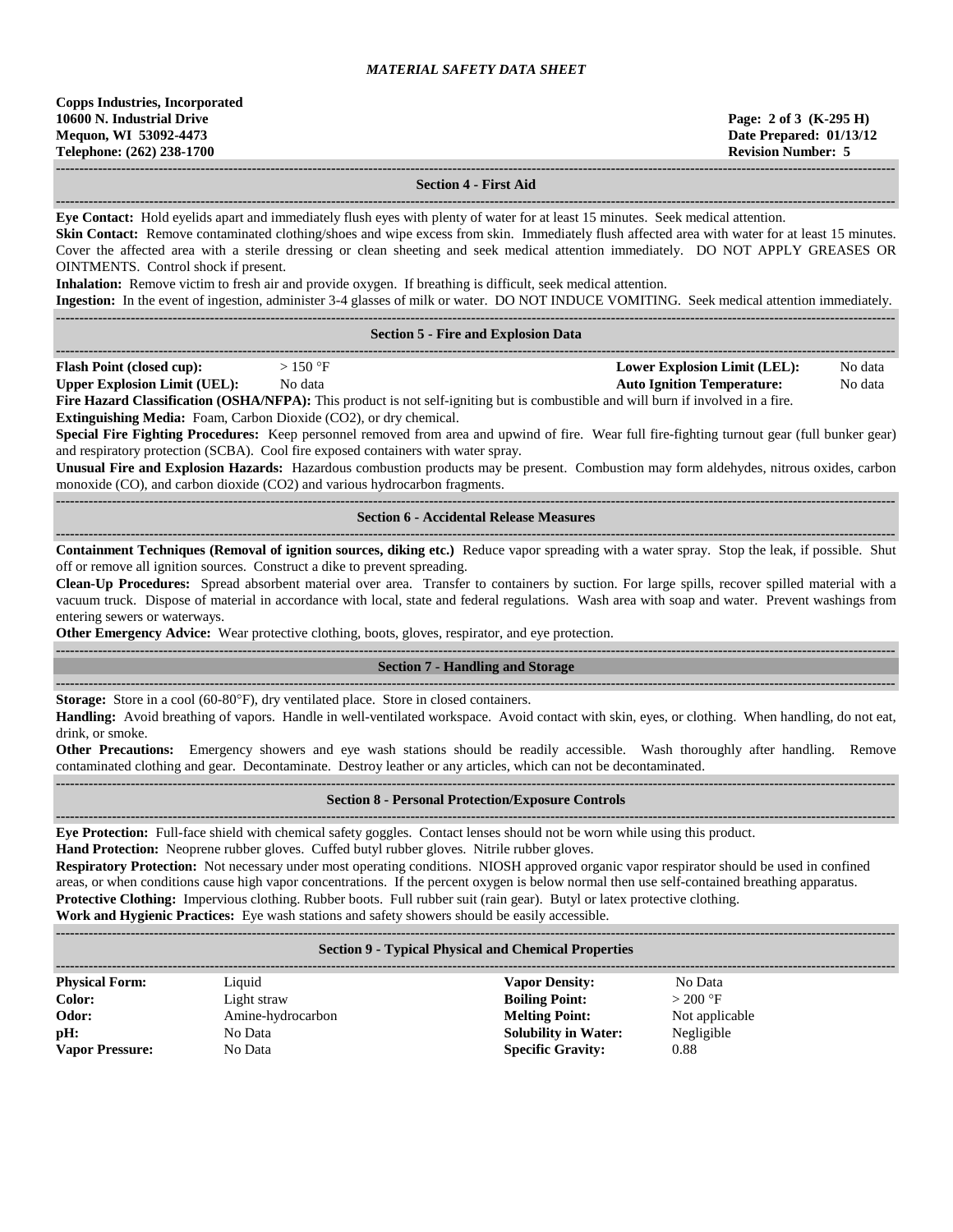*MATERIAL SAFETY DATA SHEET*

**Copps Industries, Incorporated**
**10600 N. Industrial Drive**
**Mequon, WI 53092-4473**
**Telephone: (262) 238-1700**

**Page: 2 of 3 (K-295 H)**
**Date Prepared: 01/13/12**
**Revision Number: 5**

## Section 4 - First Aid

**Eye Contact:** Hold eyelids apart and immediately flush eyes with plenty of water for at least 15 minutes. Seek medical attention.
**Skin Contact:** Remove contaminated clothing/shoes and wipe excess from skin. Immediately flush affected area with water for at least 15 minutes. Cover the affected area with a sterile dressing or clean sheeting and seek medical attention immediately. DO NOT APPLY GREASES OR OINTMENTS. Control shock if present.
**Inhalation:** Remove victim to fresh air and provide oxygen. If breathing is difficult, seek medical attention.
**Ingestion:** In the event of ingestion, administer 3-4 glasses of milk or water. DO NOT INDUCE VOMITING. Seek medical attention immediately.

## Section 5 - Fire and Explosion Data

**Flash Point (closed cup):** > 150 °F
**Lower Explosion Limit (LEL):** No data
**Upper Explosion Limit (UEL):** No data
**Auto Ignition Temperature:** No data
**Fire Hazard Classification (OSHA/NFPA):** This product is not self-igniting but is combustible and will burn if involved in a fire.
**Extinguishing Media:** Foam, Carbon Dioxide ($CO_2$), or dry chemical.
**Special Fire Fighting Procedures:** Keep personnel removed from area and upwind of fire. Wear full fire-fighting turnout gear (full bunker gear) and respiratory protection (SCBA). Cool fire exposed containers with water spray.
**Unusual Fire and Explosion Hazards:** Hazardous combustion products may be present. Combustion may form aldehydes, nitrous oxides, carbon monoxide (CO), and carbon dioxide ($CO_2$) and various hydrocarbon fragments.

## Section 6 - Accidental Release Measures

**Containment Techniques (Removal of ignition sources, diking etc.)** Reduce vapor spreading with a water spray. Stop the leak, if possible. Shut off or remove all ignition sources. Construct a dike to prevent spreading.
**Clean-Up Procedures:** Spread absorbent material over area. Transfer to containers by suction. For large spills, recover spilled material with a vacuum truck. Dispose of material in accordance with local, state and federal regulations. Wash area with soap and water. Prevent washings from entering sewers or waterways.
**Other Emergency Advice:** Wear protective clothing, boots, gloves, respirator, and eye protection.

## Section 7 - Handling and Storage

**Storage:** Store in a cool (60-80°F), dry ventilated place. Store in closed containers.
**Handling:** Avoid breathing of vapors. Handle in well-ventilated workspace. Avoid contact with skin, eyes, or clothing. When handling, do not eat, drink, or smoke.
**Other Precautions:** Emergency showers and eye wash stations should be readily accessible. Wash thoroughly after handling. Remove contaminated clothing and gear. Decontaminate. Destroy leather or any articles, which can not be decontaminated.

## Section 8 - Personal Protection/Exposure Controls

**Eye Protection:** Full-face shield with chemical safety goggles. Contact lenses should not be worn while using this product.
**Hand Protection:** Neoprene rubber gloves. Cuffed butyl rubber gloves. Nitrile rubber gloves.
**Respiratory Protection:** Not necessary under most operating conditions. NIOSH approved organic vapor respirator should be used in confined areas, or when conditions cause high vapor concentrations. If the percent oxygen is below normal then use self-contained breathing apparatus.
**Protective Clothing:** Impervious clothing. Rubber boots. Full rubber suit (rain gear). Butyl or latex protective clothing.
**Work and Hygienic Practices:** Eye wash stations and safety showers should be easily accessible.

## Section 9 - Typical Physical and Chemical Properties

| | | | |
|---|---|---|---|
| **Physical Form:** | Liquid | **Vapor Density:** | No Data |
| **Color:** | Light straw | **Boiling Point:** | > 200 °F |
| **Odor:** | Amine-hydrocarbon | **Melting Point:** | Not applicable |
| **pH:** | No Data | **Solubility in Water:** | Negligible |
| **Vapor Pressure:** | No Data | **Specific Gravity:** | 0.88 |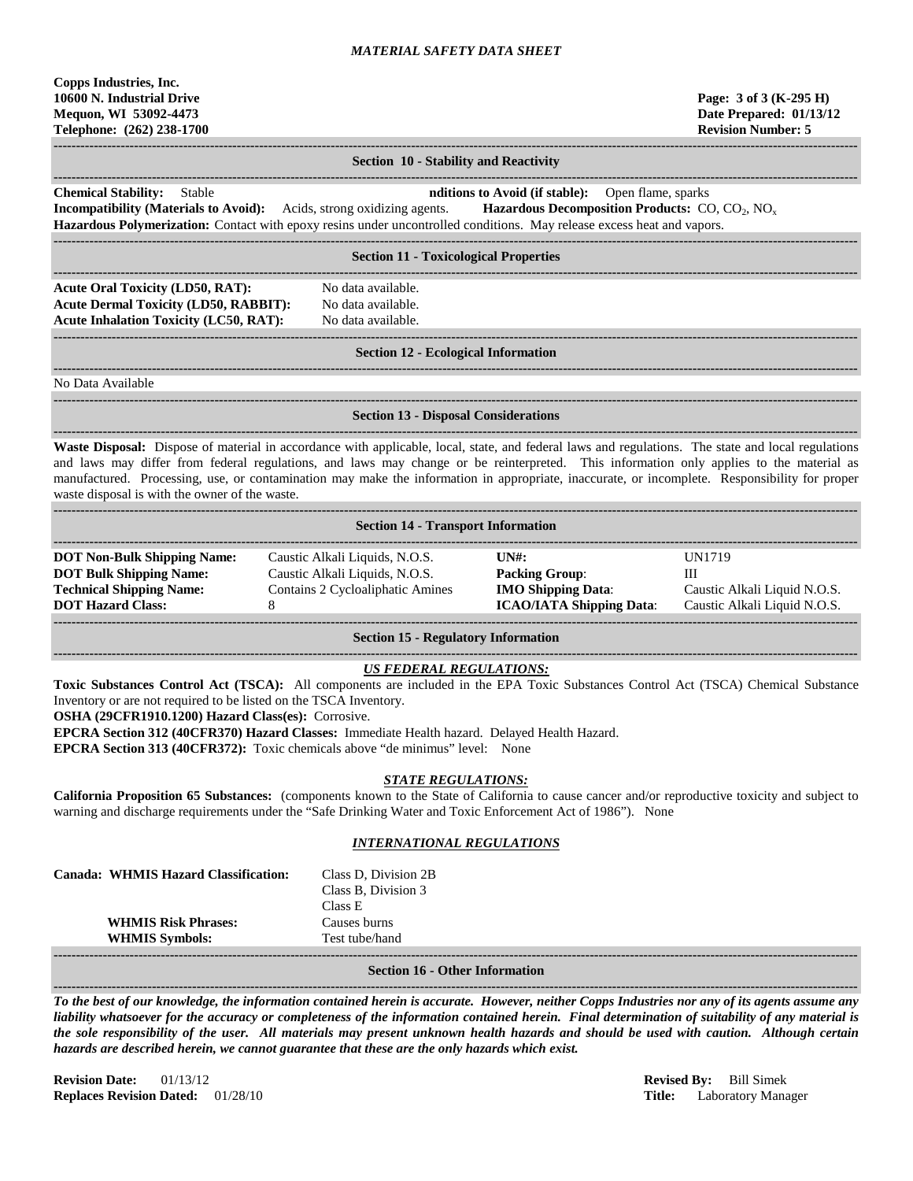*MATERIAL SAFETY DATA SHEET*

**Copps Industries, Inc.**
**10600 N. Industrial Drive**
**Mequon, WI 53092-4473**
**Telephone: (262) 238-1700**

**Page: 3 of 3 (K-295 H)**
**Date Prepared: 01/13/12**
**Revision Number: 5**

## Section 10 - Stability and Reactivity

**Chemical Stability:** Stable **nditions to Avoid (if stable):** Open flame, sparks
**Incompatibility (Materials to Avoid):** Acids, strong oxidizing agents. **Hazardous Decomposition Products:** CO, $CO_2$, $NO_x$
**Hazardous Polymerization:** Contact with epoxy resins under uncontrolled conditions. May release excess heat and vapors.

## Section 11 - Toxicological Properties

| | |
|---|---|
| **Acute Oral Toxicity (LD50, RAT):** | No data available. |
| **Acute Dermal Toxicity (LD50, RABBIT):** | No data available. |
| **Acute Inhalation Toxicity (LC50, RAT):** | No data available. |

## Section 12 - Ecological Information

No Data Available

## Section 13 - Disposal Considerations

**Waste Disposal:** Dispose of material in accordance with applicable, local, state, and federal laws and regulations. The state and local regulations and laws may differ from federal regulations, and laws may change or be reinterpreted. This information only applies to the material as manufactured. Processing, use, or contamination may make the information in appropriate, inaccurate, or incomplete. Responsibility for proper waste disposal is with the owner of the waste.

## Section 14 - Transport Information

| | | | |
|---|---|---|---|
| **DOT Non-Bulk Shipping Name:** | Caustic Alkali Liquids, N.O.S. | **UN#:** | UN1719 |
| **DOT Bulk Shipping Name:** | Caustic Alkali Liquids, N.O.S. | **Packing Group**: | III |
| **Technical Shipping Name:** | Contains 2 Cycloaliphatic Amines | **IMO Shipping Data**: | Caustic Alkali Liquid N.O.S. |
| **DOT Hazard Class:** | 8 | **ICAO/IATA Shipping Data**: | Caustic Alkali Liquid N.O.S. |

## Section 15 - Regulatory Information

### *US FEDERAL REGULATIONS:*

**Toxic Substances Control Act (TSCA):** All components are included in the EPA Toxic Substances Control Act (TSCA) Chemical Substance Inventory or are not required to be listed on the TSCA Inventory.
**OSHA (29CFR1910.1200) Hazard Class(es):** Corrosive.
**EPCRA Section 312 (40CFR370) Hazard Classes:** Immediate Health hazard. Delayed Health Hazard.
**EPCRA Section 313 (40CFR372):** Toxic chemicals above "de minimus" level: None

### *STATE REGULATIONS:*

**California Proposition 65 Substances:** (components known to the State of California to cause cancer and/or reproductive toxicity and subject to warning and discharge requirements under the "Safe Drinking Water and Toxic Enforcement Act of 1986"). None

### *INTERNATIONAL REGULATIONS*

| | |
|---|---|
| **Canada: WHMIS Hazard Classification:** | Class D, Division 2B<br>Class B, Division 3<br>Class E |
| **WHMIS Risk Phrases:** | Causes burns |
| **WHMIS Symbols:** | Test tube/hand |

## Section 16 - Other Information

***To the best of our knowledge, the information contained herein is accurate. However, neither Copps Industries nor any of its agents assume any liability whatsoever for the accuracy or completeness of the information contained herein. Final determination of suitability of any material is the sole responsibility of the user. All materials may present unknown health hazards and should be used with caution. Although certain hazards are described herein, we cannot guarantee that these are the only hazards which exist.***

**Revision Date:** 01/13/12
**Replaces Revision Dated:** 01/28/10

**Revised By:** Bill Simek
**Title:** Laboratory Manager